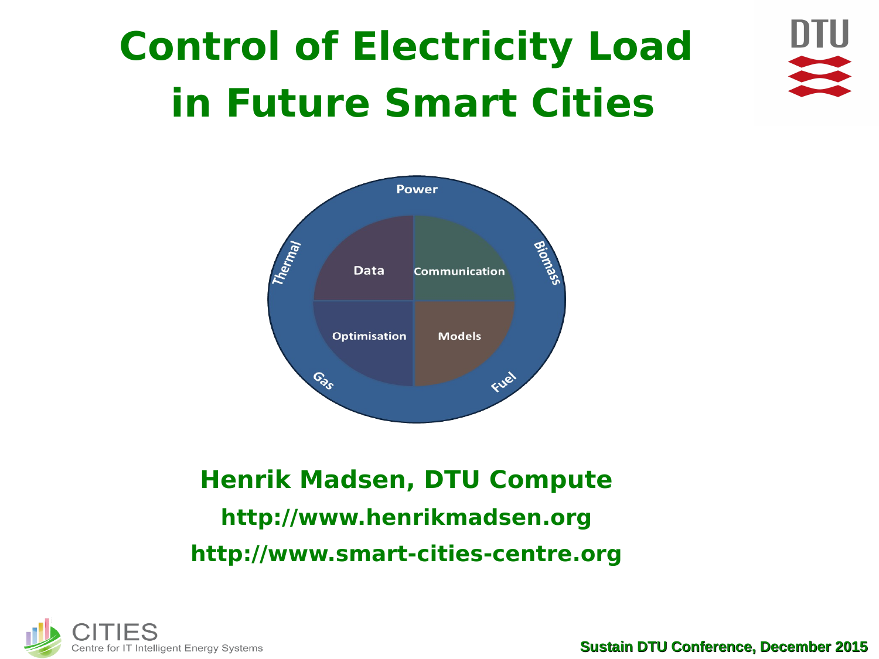# Control of Electricity Load in Future Smart Cities

Power

Thermal

Biomass

Gas

Fuel

Data

Communication

Optimisation

Models

**Henrik Madsen, DTU Compute**

**http://www.henrikmadsen.org**

**http://www.smart-cities-centre.org**

CITIES
Centre for IT Intelligent Energy Systems

**Sustain DTU Conference, December 2015**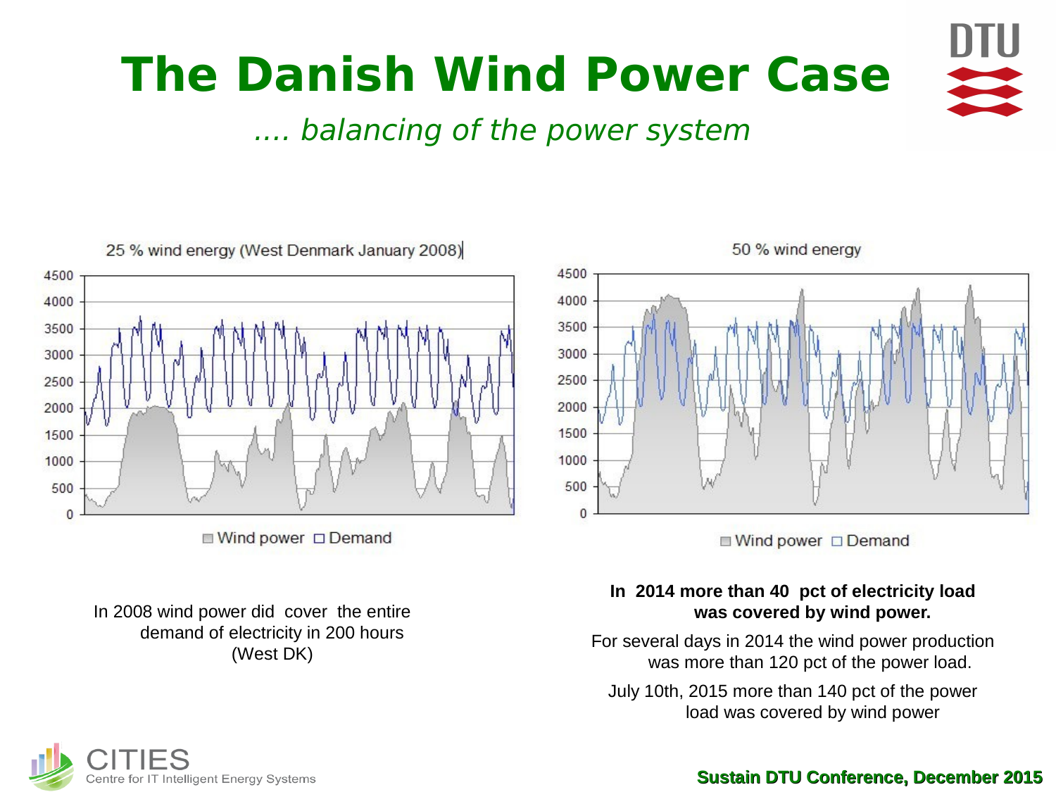# The Danish Wind Power Case

*.... balancing of the power system*

25 % wind energy (West Denmark January 2008)

Wind power · Demand

50 % wind energy

Wind power · Demand

In 2008 wind power did cover the entire demand of electricity in 200 hours (West DK)

**In 2014 more than 40 pct of electricity load was covered by wind power.**

For several days in 2014 the wind power production was more than 120 pct of the power load.

July 10th, 2015 more than 140 pct of the power load was covered by wind power

CITIES
Centre for IT Intelligent Energy Systems

**Sustain DTU Conference, December 2015**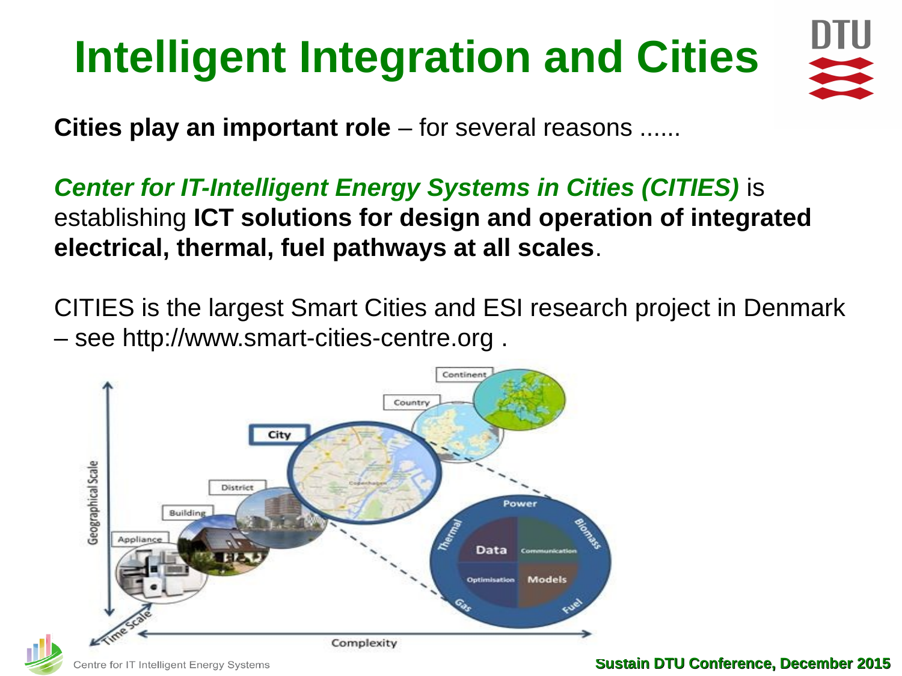# Intelligent Integration and Cities

**Cities play an important role** – for several reasons ......

***Center for IT-Intelligent Energy Systems in Cities (CITIES)*** is establishing **ICT solutions for design and operation of integrated electrical, thermal, fuel pathways at all scales**.

CITIES is the largest Smart Cities and ESI research project in Denmark – see http://www.smart-cities-centre.org .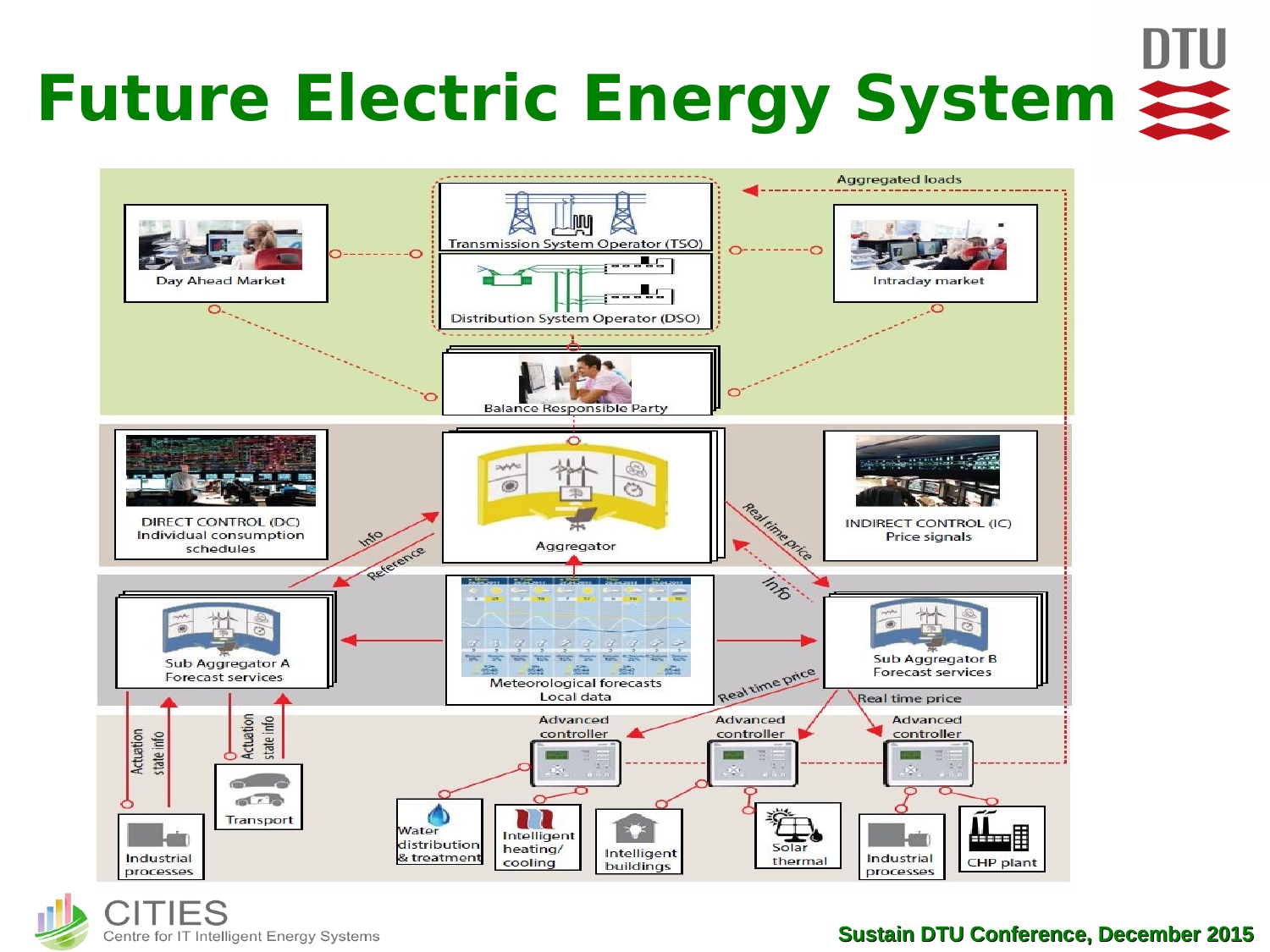# Future Electric Energy System

Aggregated loads

Transmission System Operator (TSO)

Distribution System Operator (DSO)

Day Ahead Market

Intraday market

Balance Responsible Party

DIRECT CONTROL (DC)
Individual consumption schedules

Aggregator

INDIRECT CONTROL (IC)
Price signals

Info

Reference

Real time price

Info

Sub Aggregator A
Forecast services

Meteorological forecasts
Local data

Sub Aggregator B
Forecast services

Real time price

Real time price

Actuation

state info

Actuation

state info

Advanced controller

Advanced controller

Advanced controller

Industrial processes

Transport

Water distribution & treatment

Intelligent heating/ cooling

Intelligent buildings

Solar thermal

Industrial processes

CHP plant

CITIES
Centre for IT Intelligent Energy Systems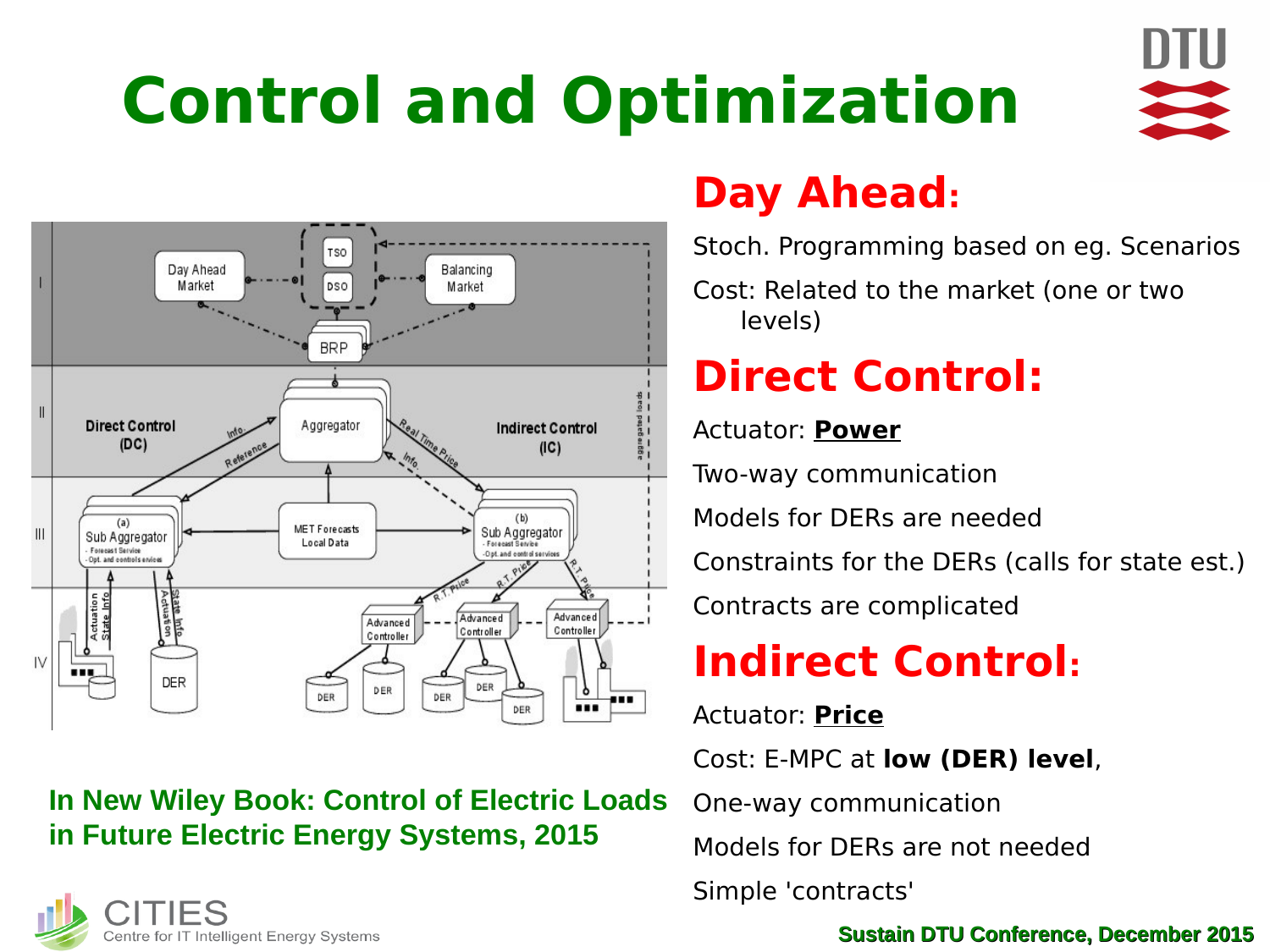# Control and Optimization

## Day Ahead:

Stoch. Programming based on eg. Scenarios

Cost: Related to the market (one or two levels)

## Direct Control:

Actuator: **Power**

Two-way communication

Models for DERs are needed

Constraints for the DERs (calls for state est.)

Contracts are complicated

## Indirect Control:

Actuator: **Price**

Cost: E-MPC at **low (DER) level**,

One-way communication

Models for DERs are not needed

Simple 'contracts'

**In New Wiley Book: Control of Electric Loads in Future Electric Energy Systems, 2015**

CITIES
Centre for IT Intelligent Energy Systems

**Sustain DTU Conference, December 2015**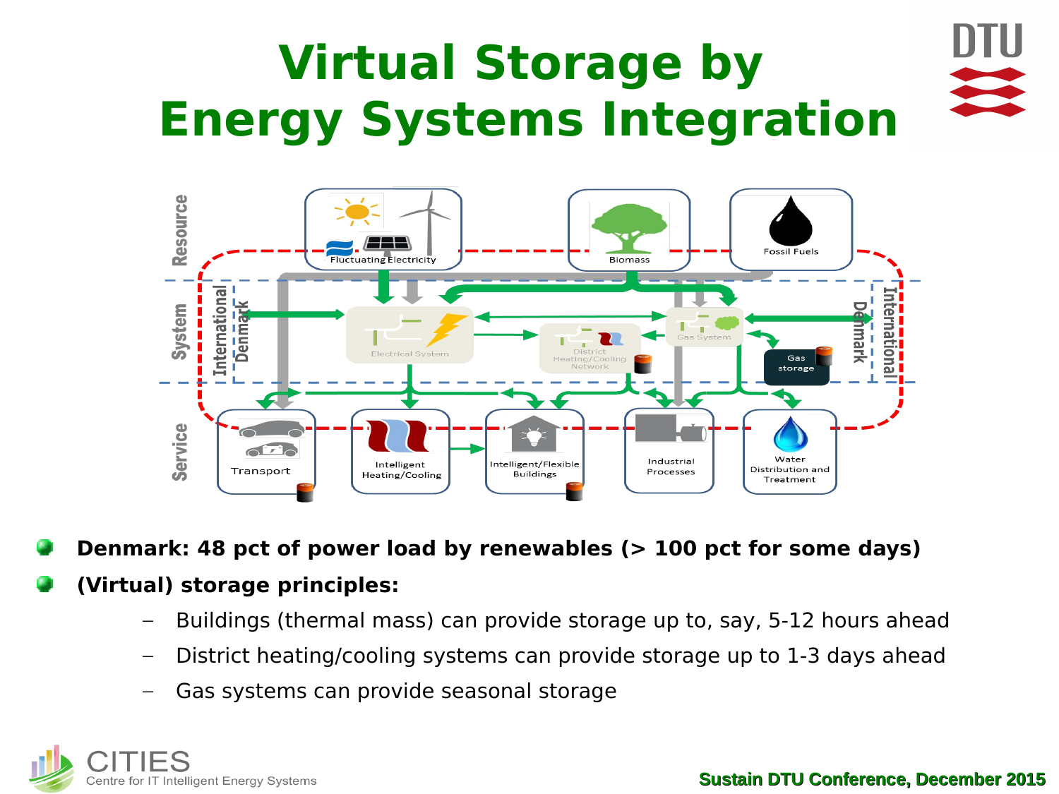# Virtual Storage by Energy Systems Integration

- **Denmark: 48 pct of power load by renewables (> 100 pct for some days)**
- **(Virtual) storage principles:**
  - Buildings (thermal mass) can provide storage up to, say, 5-12 hours ahead
  - District heating/cooling systems can provide storage up to 1-3 days ahead
  - Gas systems can provide seasonal storage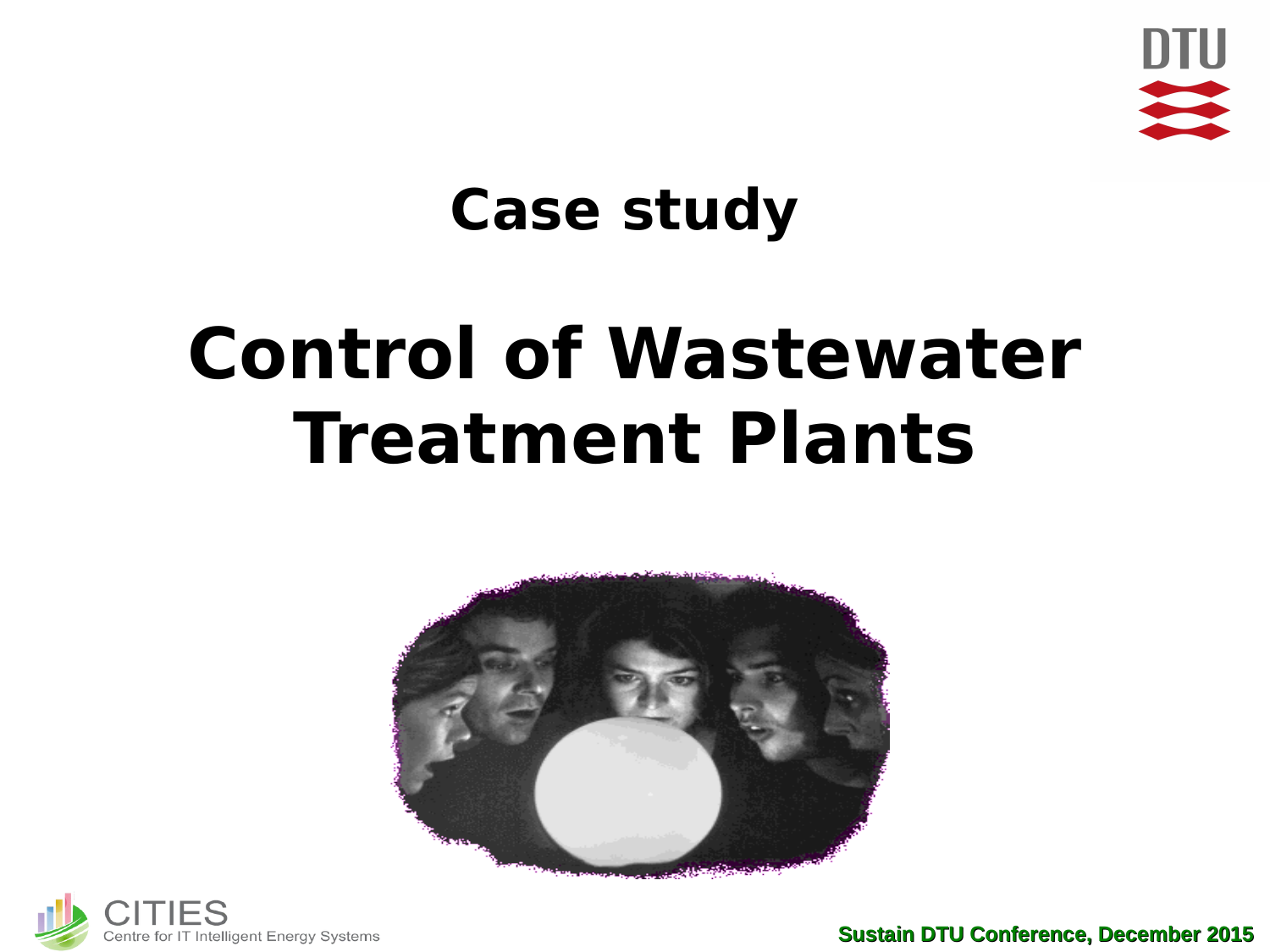## Case study

# Control of Wastewater Treatment Plants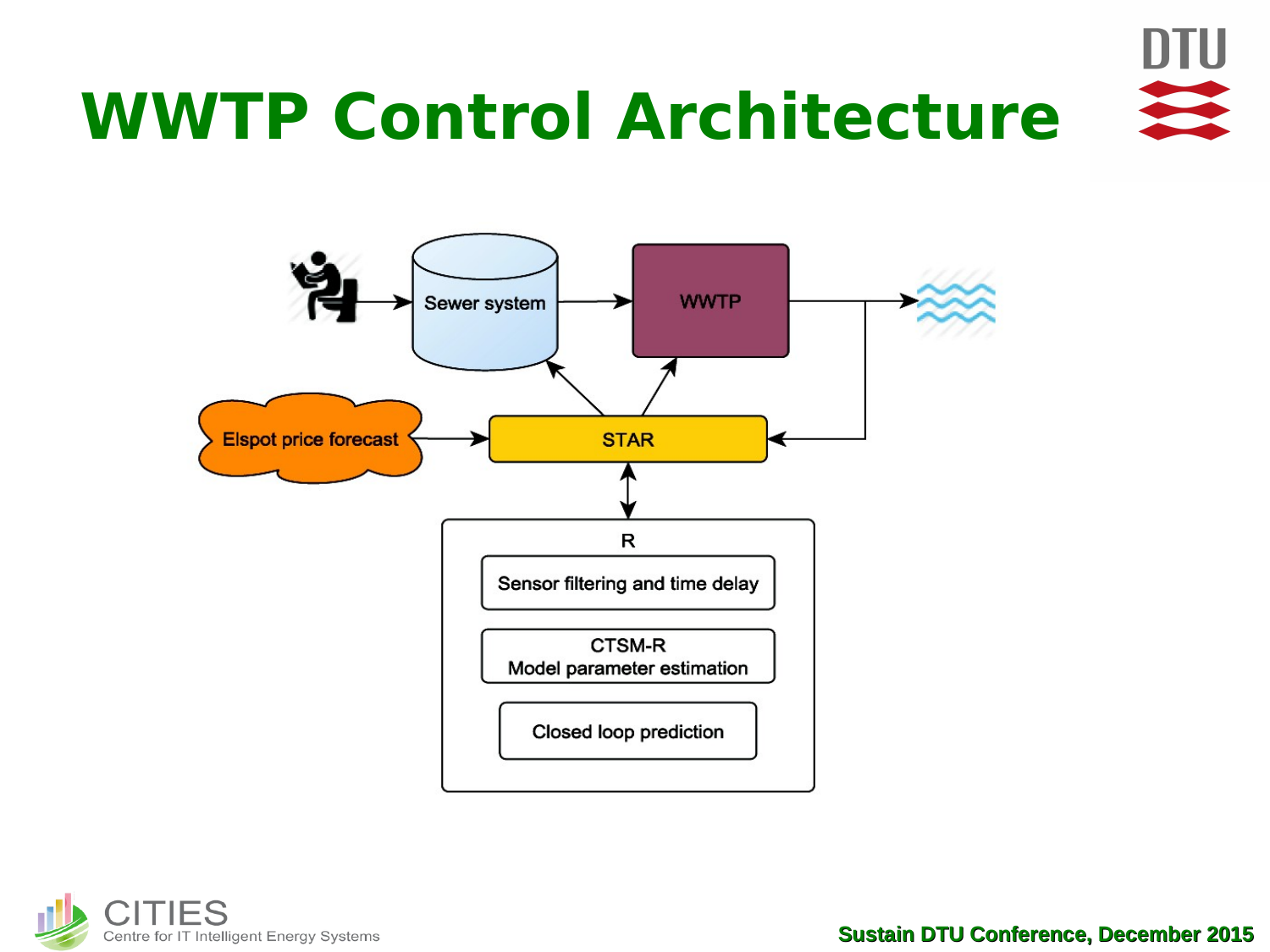# WWTP Control Architecture

Sewer system

WWTP

Elspot price forecast

STAR

R

Sensor filtering and time delay

CTSM-R
Model parameter estimation

Closed loop prediction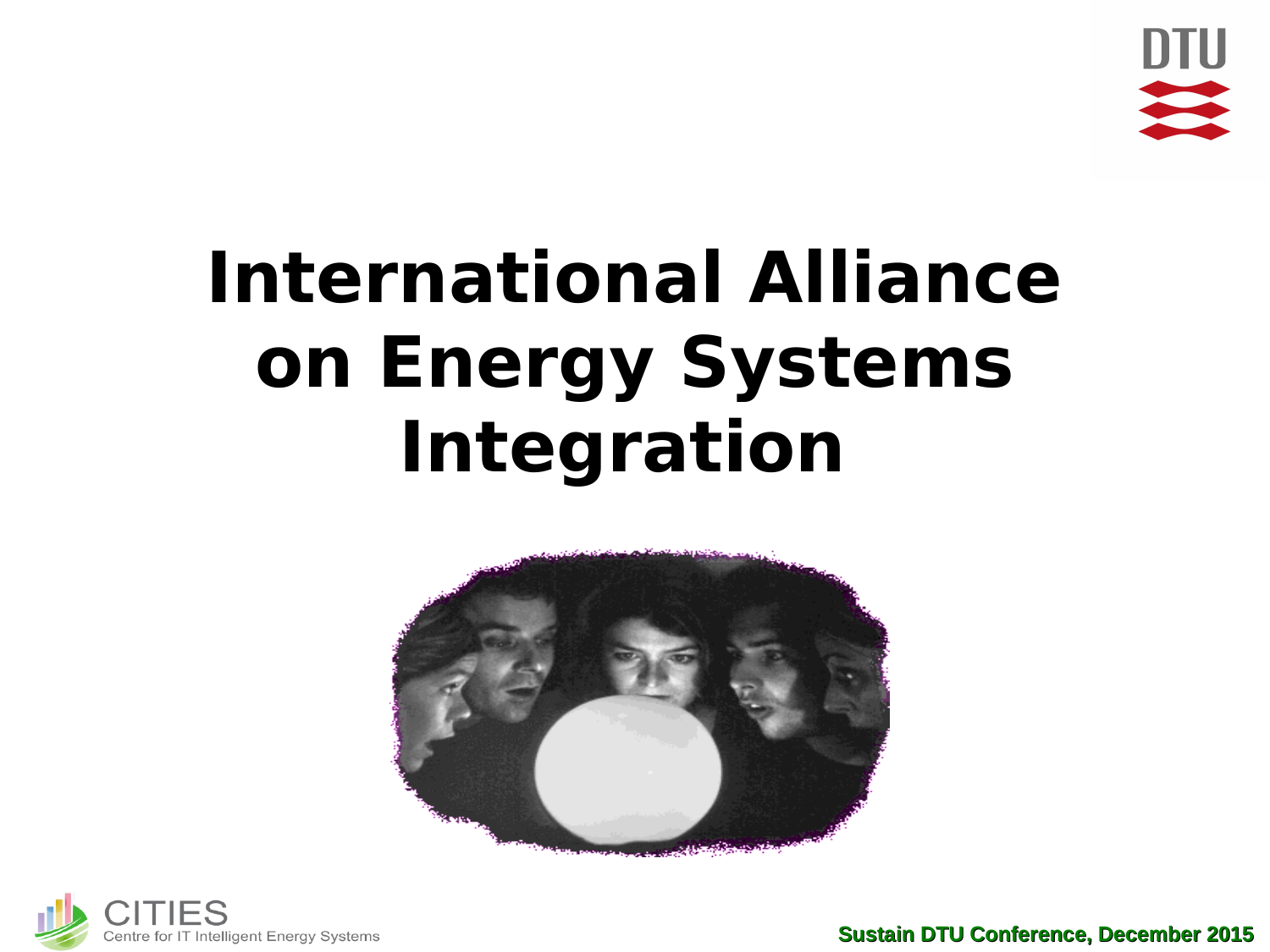# International Alliance on Energy Systems Integration

CITIES
Centre for IT Intelligent Energy Systems

Sustain DTU Conference, December 2015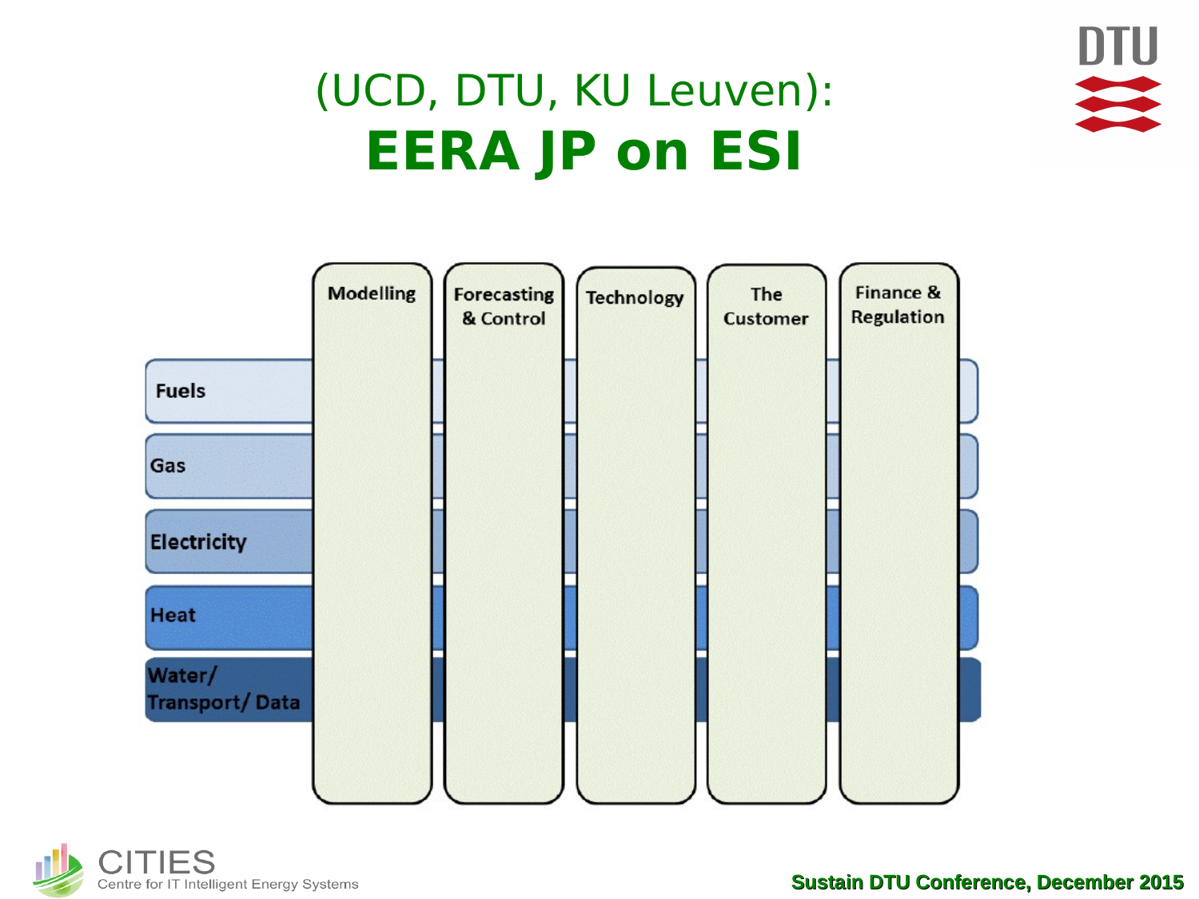# (UCD, DTU, KU Leuven):
# **EERA JP on ESI**

| | Modelling | Forecasting & Control | Technology | The Customer | Finance & Regulation |
|---|---|---|---|---|---|
| Fuels | | | | | |
| Gas | | | | | |
| Electricity | | | | | |
| Heat | | | | | |
| Water/ Transport/ Data | | | | | |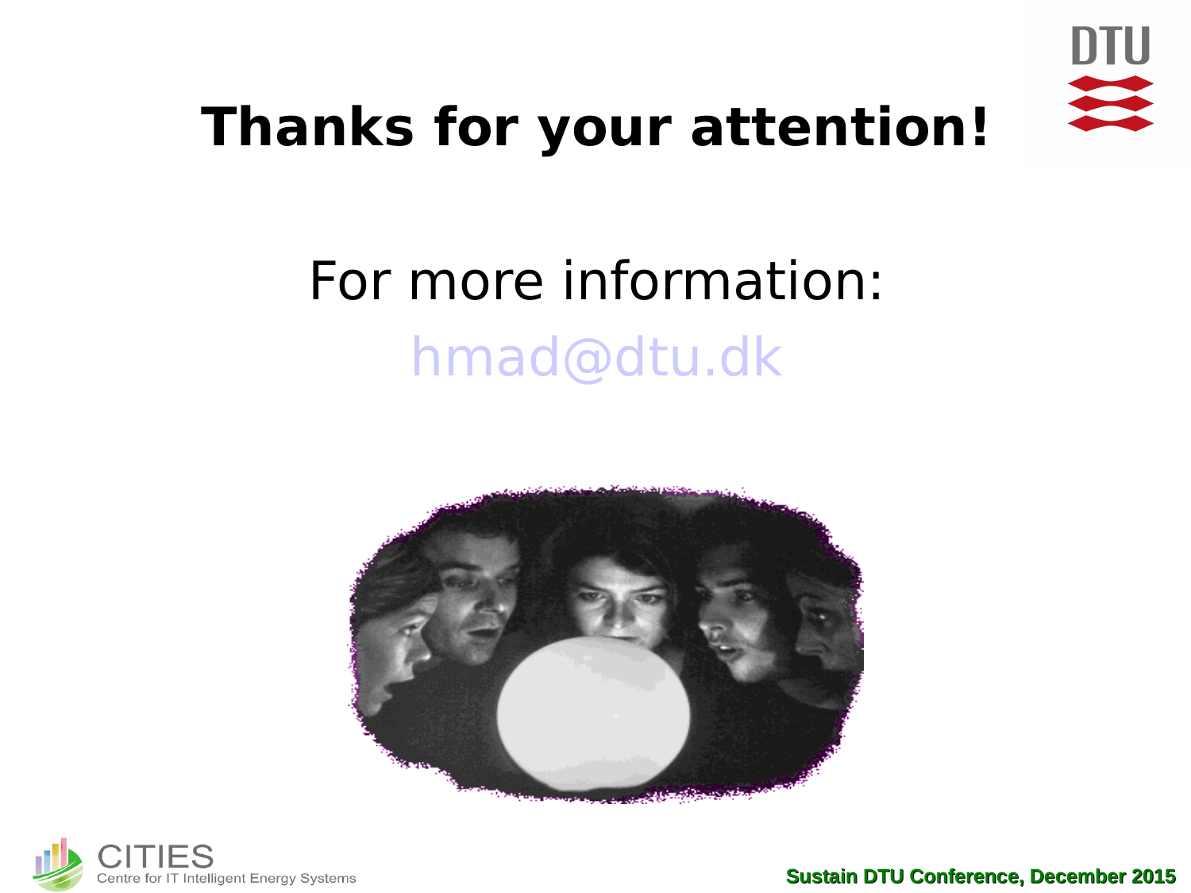# Thanks for your attention!

For more information:

hmad@dtu.dk